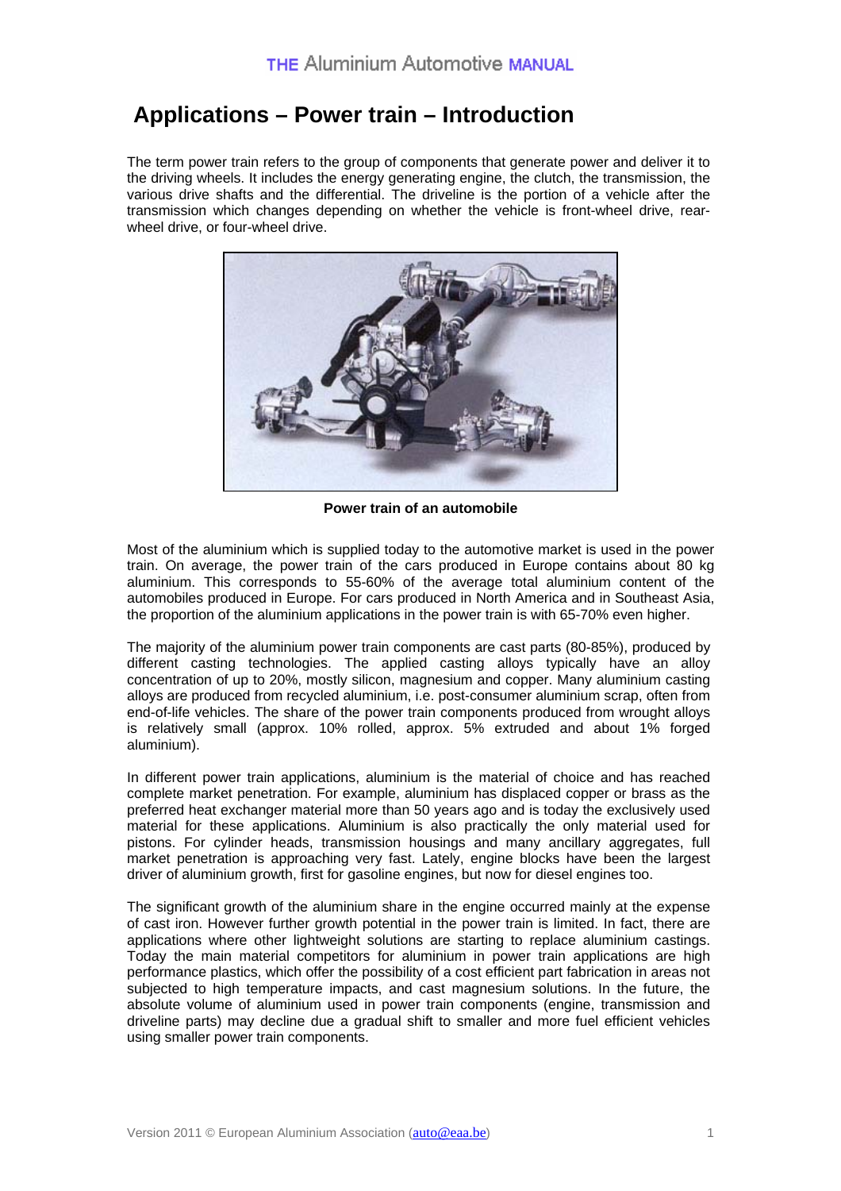# Applications – Power train – Introduction

The term power train refers to the group of components that generate power and deliver it to the driving wheels. It includes the energy generating engine, the clutch, the transmission, the various drive shafts and the differential. The driveline is the portion of a vehicle after the transmission which changes depending on whether the vehicle is front-wheel drive, rear-wheel drive, or four-wheel drive.

**Power train of an automobile**

Most of the aluminium which is supplied today to the automotive market is used in the power train. On average, the power train of the cars produced in Europe contains about 80 kg aluminium. This corresponds to 55-60% of the average total aluminium content of the automobiles produced in Europe. For cars produced in North America and in Southeast Asia, the proportion of the aluminium applications in the power train is with 65-70% even higher.

The majority of the aluminium power train components are cast parts (80-85%), produced by different casting technologies. The applied casting alloys typically have an alloy concentration of up to 20%, mostly silicon, magnesium and copper. Many aluminium casting alloys are produced from recycled aluminium, i.e. post-consumer aluminium scrap, often from end-of-life vehicles. The share of the power train components produced from wrought alloys is relatively small (approx. 10% rolled, approx. 5% extruded and about 1% forged aluminium).

In different power train applications, aluminium is the material of choice and has reached complete market penetration. For example, aluminium has displaced copper or brass as the preferred heat exchanger material more than 50 years ago and is today the exclusively used material for these applications. Aluminium is also practically the only material used for pistons. For cylinder heads, transmission housings and many ancillary aggregates, full market penetration is approaching very fast. Lately, engine blocks have been the largest driver of aluminium growth, first for gasoline engines, but now for diesel engines too.

The significant growth of the aluminium share in the engine occurred mainly at the expense of cast iron. However further growth potential in the power train is limited. In fact, there are applications where other lightweight solutions are starting to replace aluminium castings. Today the main material competitors for aluminium in power train applications are high performance plastics, which offer the possibility of a cost efficient part fabrication in areas not subjected to high temperature impacts, and cast magnesium solutions. In the future, the absolute volume of aluminium used in power train components (engine, transmission and driveline parts) may decline due a gradual shift to smaller and more fuel efficient vehicles using smaller power train components.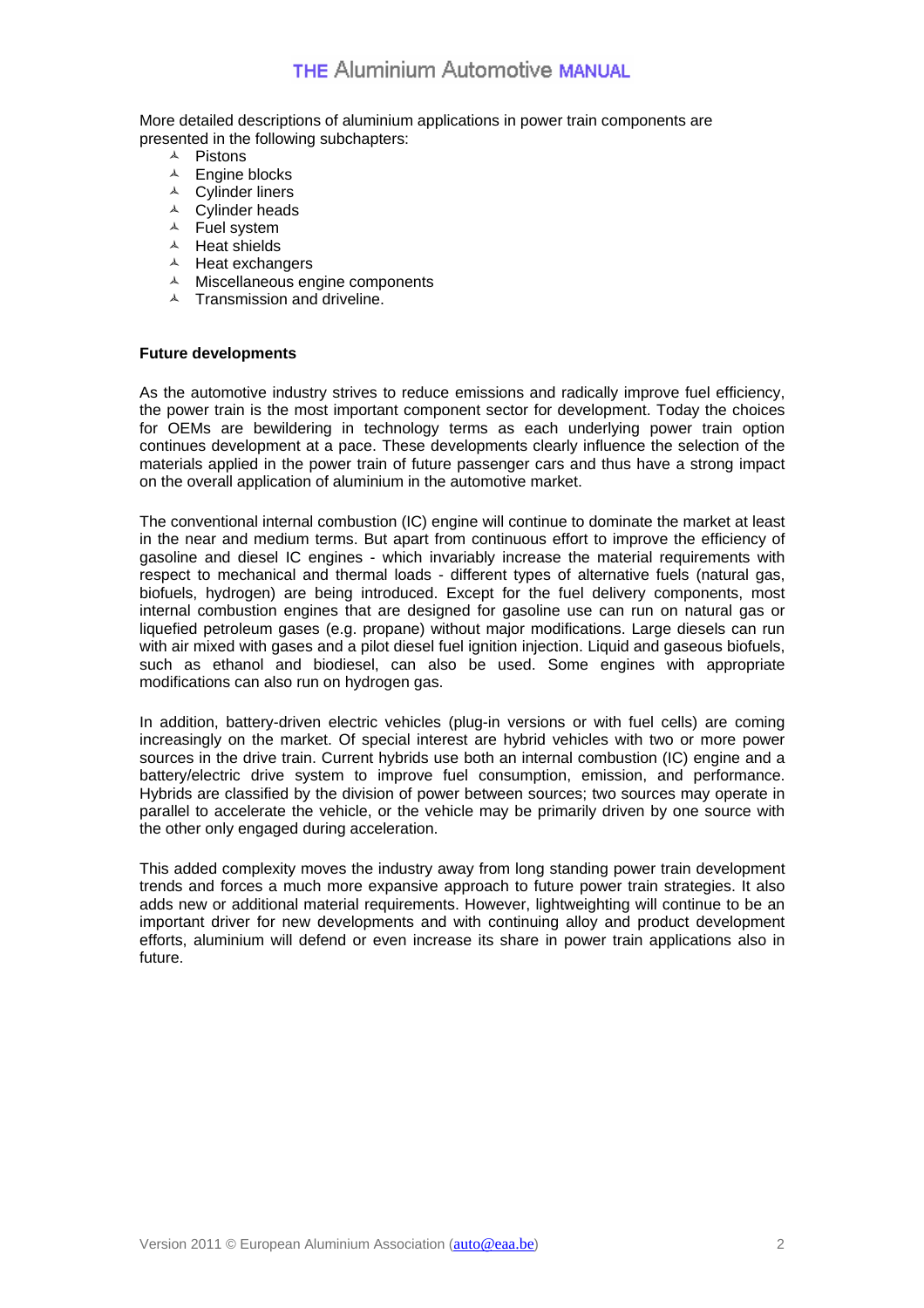More detailed descriptions of aluminium applications in power train components are presented in the following subchapters:

- Pistons
- Engine blocks
- Cylinder liners
- Cylinder heads
- Fuel system
- Heat shields
- Heat exchangers
- Miscellaneous engine components
- Transmission and driveline.

**Future developments**

As the automotive industry strives to reduce emissions and radically improve fuel efficiency, the power train is the most important component sector for development. Today the choices for OEMs are bewildering in technology terms as each underlying power train option continues development at a pace. These developments clearly influence the selection of the materials applied in the power train of future passenger cars and thus have a strong impact on the overall application of aluminium in the automotive market.

The conventional internal combustion (IC) engine will continue to dominate the market at least in the near and medium terms. But apart from continuous effort to improve the efficiency of gasoline and diesel IC engines - which invariably increase the material requirements with respect to mechanical and thermal loads - different types of alternative fuels (natural gas, biofuels, hydrogen) are being introduced. Except for the fuel delivery components, most internal combustion engines that are designed for gasoline use can run on natural gas or liquefied petroleum gases (e.g. propane) without major modifications. Large diesels can run with air mixed with gases and a pilot diesel fuel ignition injection. Liquid and gaseous biofuels, such as ethanol and biodiesel, can also be used. Some engines with appropriate modifications can also run on hydrogen gas.

In addition, battery-driven electric vehicles (plug-in versions or with fuel cells) are coming increasingly on the market. Of special interest are hybrid vehicles with two or more power sources in the drive train. Current hybrids use both an internal combustion (IC) engine and a battery/electric drive system to improve fuel consumption, emission, and performance. Hybrids are classified by the division of power between sources; two sources may operate in parallel to accelerate the vehicle, or the vehicle may be primarily driven by one source with the other only engaged during acceleration.

This added complexity moves the industry away from long standing power train development trends and forces a much more expansive approach to future power train strategies. It also adds new or additional material requirements. However, lightweighting will continue to be an important driver for new developments and with continuing alloy and product development efforts, aluminium will defend or even increase its share in power train applications also in future.